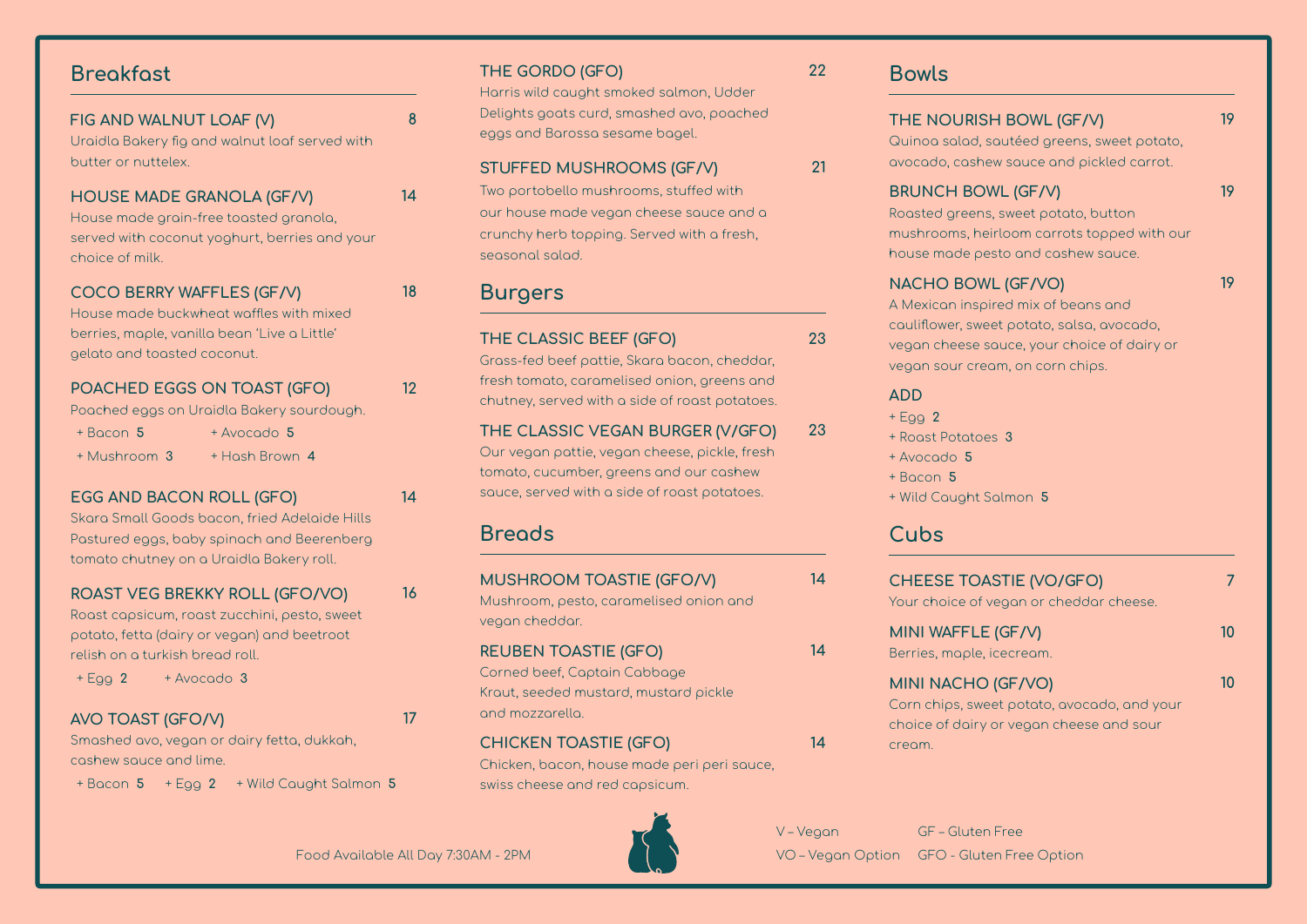## Breakfast

**FIG AND WALNUT LOAF (V)** 8
Uraidla Bakery fig and walnut loaf served with butter or nuttelex.

**HOUSE MADE GRANOLA (GF/V)** 14
House made grain-free toasted granola, served with coconut yoghurt, berries and your choice of milk.

**COCO BERRY WAFFLES (GF/V)** 18
House made buckwheat waffles with mixed berries, maple, vanilla bean 'Live a Little' gelato and toasted coconut.

**POACHED EGGS ON TOAST (GFO)** 12
Poached eggs on Uraidla Bakery sourdough.

- \+ Bacon **5**
- \+ Avocado **5**
- \+ Mushroom **3**
- \+ Hash Brown **4**

**EGG AND BACON ROLL (GFO)** 14
Skara Small Goods bacon, fried Adelaide Hills Pastured eggs, baby spinach and Beerenberg tomato chutney on a Uraidla Bakery roll.

**ROAST VEG BREKKY ROLL (GFO/VO)** 16
Roast capsicum, roast zucchini, pesto, sweet potato, fetta (dairy or vegan) and beetroot relish on a turkish bread roll.

- \+ Egg **2**
- \+ Avocado **3**

**AVO TOAST (GFO/V)** 17
Smashed avo, vegan or dairy fetta, dukkah, cashew sauce and lime.

- \+ Bacon **5**
- \+ Egg **2**
- \+ Wild Caught Salmon **5**

**THE GORDO (GFO)** 22
Harris wild caught smoked salmon, Udder Delights goats curd, smashed avo, poached eggs and Barossa sesame bagel.

**STUFFED MUSHROOMS (GF/V)** 21
Two portobello mushrooms, stuffed with our house made vegan cheese sauce and a crunchy herb topping. Served with a fresh, seasonal salad.

## Burgers

**THE CLASSIC BEEF (GFO)** 23
Grass-fed beef pattie, Skara bacon, cheddar, fresh tomato, caramelised onion, greens and chutney, served with a side of roast potatoes.

**THE CLASSIC VEGAN BURGER (V/GFO)** 23
Our vegan pattie, vegan cheese, pickle, fresh tomato, cucumber, greens and our cashew sauce, served with a side of roast potatoes.

## Breads

**MUSHROOM TOASTIE (GFO/V)** 14
Mushroom, pesto, caramelised onion and vegan cheddar.

**REUBEN TOASTIE (GFO)** 14
Corned beef, Captain Cabbage Kraut, seeded mustard, mustard pickle and mozzarella.

**CHICKEN TOASTIE (GFO)** 14
Chicken, bacon, house made peri peri sauce, swiss cheese and red capsicum.

## Bowls

**THE NOURISH BOWL (GF/V)** 19
Quinoa salad, sautéed greens, sweet potato, avocado, cashew sauce and pickled carrot.

**BRUNCH BOWL (GF/V)** 19
Roasted greens, sweet potato, button mushrooms, heirloom carrots topped with our house made pesto and cashew sauce.

**NACHO BOWL (GF/VO)** 19
A Mexican inspired mix of beans and cauliflower, sweet potato, salsa, avocado, vegan cheese sauce, your choice of dairy or vegan sour cream, on corn chips.

### ADD

- \+ Egg **2**
- \+ Roast Potatoes **3**
- \+ Avocado **5**
- \+ Bacon **5**
- \+ Wild Caught Salmon **5**

## Cubs

**CHEESE TOASTIE (VO/GFO)** 7
Your choice of vegan or cheddar cheese.

**MINI WAFFLE (GF/V)** 10
Berries, maple, icecream.

**MINI NACHO (GF/VO)** 10
Corn chips, sweet potato, avocado, and your choice of dairy or vegan cheese and sour cream.

---

Food Available All Day 7:30AM - 2PM

V – Vegan
VO – Vegan Option
GF – Gluten Free
GFO - Gluten Free Option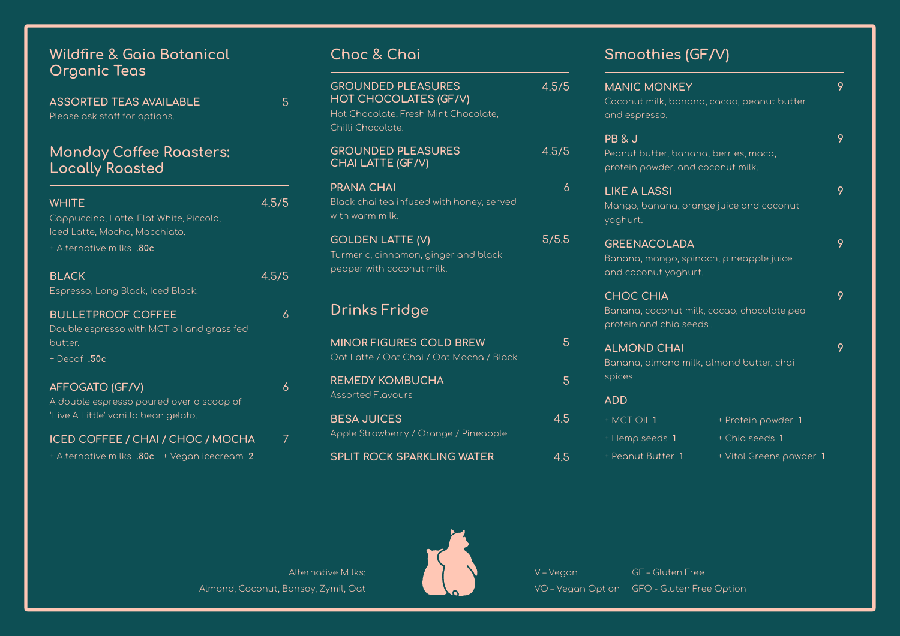## Wildfire & Gaia Botanical Organic Teas

**ASSORTED TEAS AVAILABLE** 5
Please ask staff for options.

## Monday Coffee Roasters: Locally Roasted

**WHITE** 4.5/5
Cappuccino, Latte, Flat White, Piccolo, Iced Latte, Mocha, Macchiato.
+ Alternative milks **.80c**

**BLACK** 4.5/5
Espresso, Long Black, Iced Black.

**BULLETPROOF COFFEE** 6
Double espresso with MCT oil and grass fed butter.
+ Decaf **.50c**

**AFFOGATO (GF/V)** 6
A double espresso poured over a scoop of 'Live A Little' vanilla bean gelato.

**ICED COFFEE / CHAI / CHOC / MOCHA** 7
+ Alternative milks **.80c** + Vegan icecream **2**

## Choc & Chai

**GROUNDED PLEASURES HOT CHOCOLATES (GF/V)** 4.5/5
Hot Chocolate, Fresh Mint Chocolate, Chilli Chocolate.

**GROUNDED PLEASURES CHAI LATTE (GF/V)** 4.5/5

**PRANA CHAI** 6
Black chai tea infused with honey, served with warm milk.

**GOLDEN LATTE (V)** 5/5.5
Turmeric, cinnamon, ginger and black pepper with coconut milk.

## Drinks Fridge

**MINOR FIGURES COLD BREW** 5
Oat Latte / Oat Chai / Oat Mocha / Black

**REMEDY KOMBUCHA** 5
Assorted Flavours

**BESA JUICES** 4.5
Apple Strawberry / Orange / Pineapple

**SPLIT ROCK SPARKLING WATER** 4.5

## Smoothies (GF/V)

**MANIC MONKEY** 9
Coconut milk, banana, cacao, peanut butter and espresso.

**PB & J** 9
Peanut butter, banana, berries, maca, protein powder, and coconut milk.

**LIKE A LASSI** 9
Mango, banana, orange juice and coconut yoghurt.

**GREENACOLADA** 9
Banana, mango, spinach, pineapple juice and coconut yoghurt.

**CHOC CHIA** 9
Banana, coconut milk, cacao, chocolate pea protein and chia seeds .

**ALMOND CHAI** 9
Banana, almond milk, almond butter, chai spices.

### ADD

- + MCT Oil **1**
- + Protein powder **1**
- + Hemp seeds **1**
- + Chia seeds **1**
- + Peanut Butter **1**
- + Vital Greens powder **1**

Alternative Milks:
Almond, Coconut, Bonsoy, Zymil, Oat

V – Vegan
VO – Vegan Option
GF – Gluten Free
GFO - Gluten Free Option